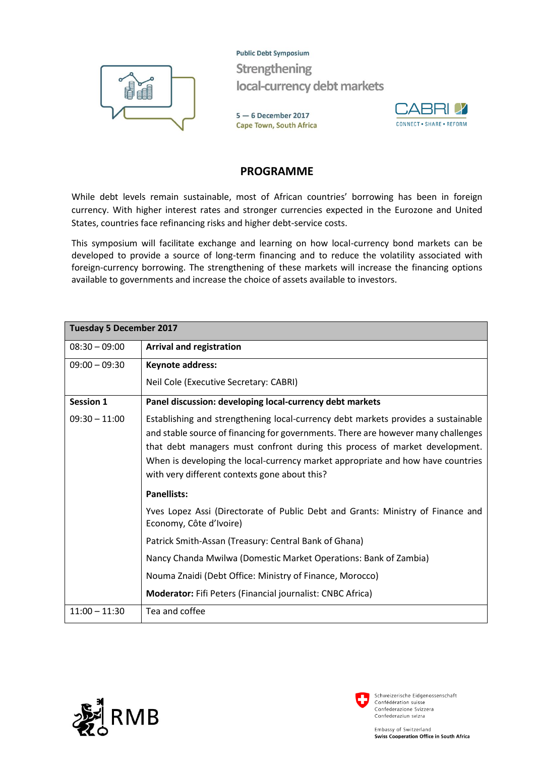Public Debt Symposium

# Strengthening local-currency debt markets

5 — 6 December 2017
Cape Town, South Africa

CABRI
CONNECT • SHARE • REFORM

## PROGRAMME

While debt levels remain sustainable, most of African countries' borrowing has been in foreign currency. With higher interest rates and stronger currencies expected in the Eurozone and United States, countries face refinancing risks and higher debt-service costs.

This symposium will facilitate exchange and learning on how local-currency bond markets can be developed to provide a source of long-term financing and to reduce the volatility associated with foreign-currency borrowing. The strengthening of these markets will increase the financing options available to governments and increase the choice of assets available to investors.

| **Tuesday 5 December 2017** | |
|---|---|
| 08:30 – 09:00 | **Arrival and registration** |
| 09:00 – 09:30 | **Keynote address:**<br>Neil Cole (Executive Secretary: CABRI) |
| **Session 1**<br>09:30 – 11:00 | **Panel discussion: developing local-currency debt markets**<br>Establishing and strengthening local-currency debt markets provides a sustainable and stable source of financing for governments. There are however many challenges that debt managers must confront during this process of market development. When is developing the local-currency market appropriate and how have countries with very different contexts gone about this?<br>**Panellists:**<br>Yves Lopez Assi (Directorate of Public Debt and Grants: Ministry of Finance and Economy, Côte d'Ivoire)<br>Patrick Smith-Assan (Treasury: Central Bank of Ghana)<br>Nancy Chanda Mwilwa (Domestic Market Operations: Bank of Zambia)<br>Nouma Znaidi (Debt Office: Ministry of Finance, Morocco)<br>**Moderator:** Fifi Peters (Financial journalist: CNBC Africa) |
| 11:00 – 11:30 | Tea and coffee |

RMB

Schweizerische Eidgenossenschaft
Confédération suisse
Confederazione Svizzera
Confederaziun svizra

Embassy of Switzerland
**Swiss Cooperation Office in South Africa**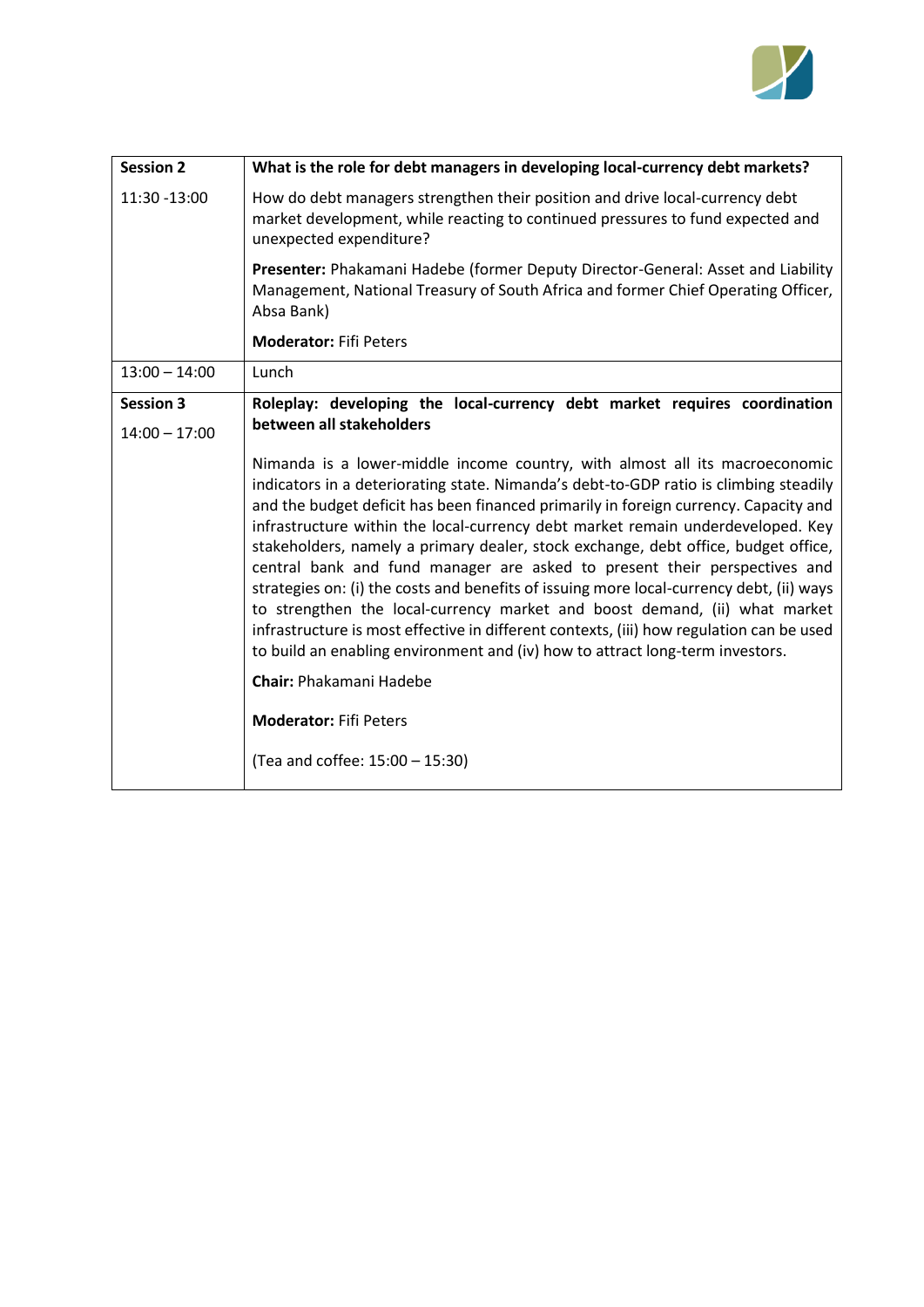| Session 2<br>11:30 -13:00 | **What is the role for debt managers in developing local-currency debt markets?**<br>How do debt managers strengthen their position and drive local-currency debt market development, while reacting to continued pressures to fund expected and unexpected expenditure?<br>**Presenter:** Phakamani Hadebe (former Deputy Director-General: Asset and Liability Management, National Treasury of South Africa and former Chief Operating Officer, Absa Bank)<br>**Moderator:** Fifi Peters |
|---|---|
| 13:00 – 14:00 | Lunch |
| **Session 3**<br>14:00 – 17:00 | **Roleplay: developing the local-currency debt market requires coordination between all stakeholders**<br>Nimanda is a lower-middle income country, with almost all its macroeconomic indicators in a deteriorating state. Nimanda's debt-to-GDP ratio is climbing steadily and the budget deficit has been financed primarily in foreign currency. Capacity and infrastructure within the local-currency debt market remain underdeveloped. Key stakeholders, namely a primary dealer, stock exchange, debt office, budget office, central bank and fund manager are asked to present their perspectives and strategies on: (i) the costs and benefits of issuing more local-currency debt, (ii) ways to strengthen the local-currency market and boost demand, (ii) what market infrastructure is most effective in different contexts, (iii) how regulation can be used to build an enabling environment and (iv) how to attract long-term investors.<br>**Chair:** Phakamani Hadebe<br>**Moderator:** Fifi Peters<br>(Tea and coffee: 15:00 – 15:30) |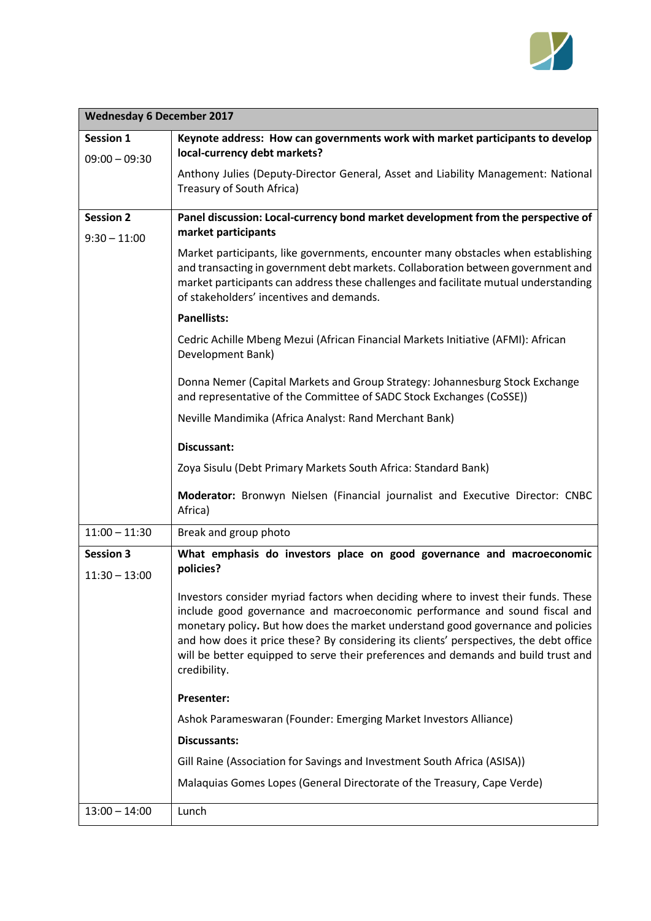| Wednesday 6 December 2017 | |
|---|---|
| **Session 1**<br>09:00 – 09:30 | **Keynote address: How can governments work with market participants to develop local-currency debt markets?**<br>Anthony Julies (Deputy-Director General, Asset and Liability Management: National Treasury of South Africa) |
| **Session 2**<br>9:30 – 11:00 | **Panel discussion: Local-currency bond market development from the perspective of market participants**<br>Market participants, like governments, encounter many obstacles when establishing and transacting in government debt markets. Collaboration between government and market participants can address these challenges and facilitate mutual understanding of stakeholders' incentives and demands.<br>**Panellists:**<br>Cedric Achille Mbeng Mezui (African Financial Markets Initiative (AFMI): African Development Bank)<br>Donna Nemer (Capital Markets and Group Strategy: Johannesburg Stock Exchange and representative of the Committee of SADC Stock Exchanges (CoSSE))<br>Neville Mandimika (Africa Analyst: Rand Merchant Bank)<br>**Discussant:**<br>Zoya Sisulu (Debt Primary Markets South Africa: Standard Bank)<br>**Moderator:** Bronwyn Nielsen (Financial journalist and Executive Director: CNBC Africa) |
| 11:00 – 11:30 | Break and group photo |
| **Session 3**<br>11:30 – 13:00 | **What emphasis do investors place on good governance and macroeconomic policies?**<br>Investors consider myriad factors when deciding where to invest their funds. These include good governance and macroeconomic performance and sound fiscal and monetary policy. But how does the market understand good governance and policies and how does it price these? By considering its clients' perspectives, the debt office will be better equipped to serve their preferences and demands and build trust and credibility.<br>**Presenter:**<br>Ashok Parameswaran (Founder: Emerging Market Investors Alliance)<br>**Discussants:**<br>Gill Raine (Association for Savings and Investment South Africa (ASISA))<br>Malaquias Gomes Lopes (General Directorate of the Treasury, Cape Verde) |
| 13:00 – 14:00 | Lunch |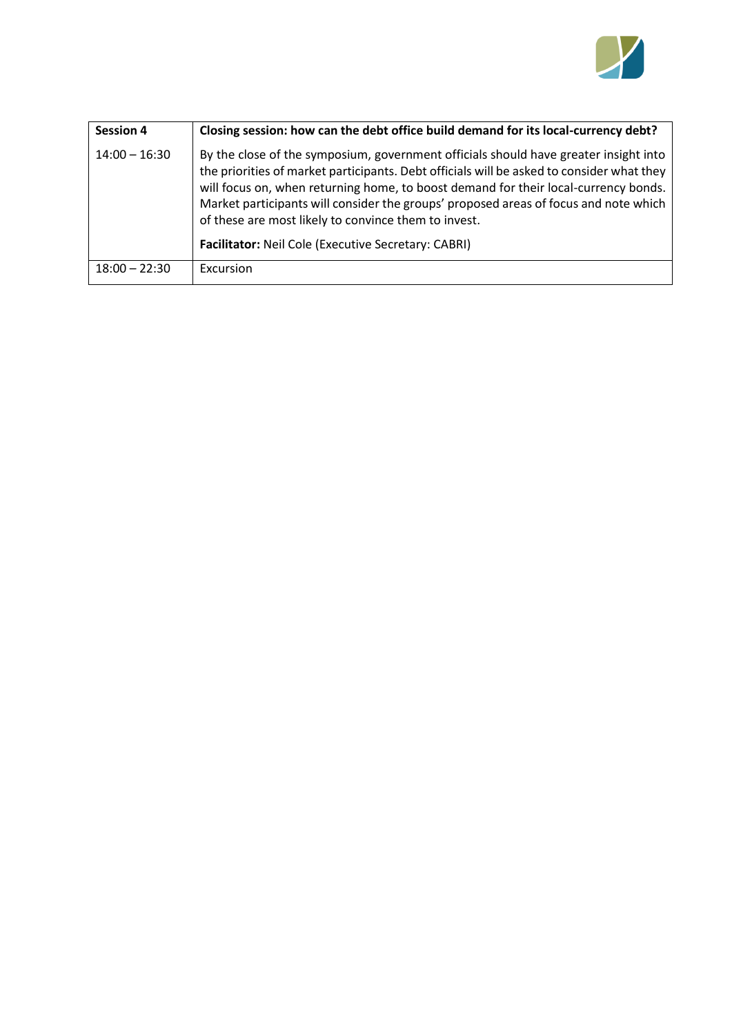| | |
|---|---|
| **Session 4** | **Closing session: how can the debt office build demand for its local-currency debt?** |
| 14:00 – 16:30 | By the close of the symposium, government officials should have greater insight into the priorities of market participants. Debt officials will be asked to consider what they will focus on, when returning home, to boost demand for their local-currency bonds. Market participants will consider the groups' proposed areas of focus and note which of these are most likely to convince them to invest.<br><br>**Facilitator:** Neil Cole (Executive Secretary: CABRI) |
| 18:00 – 22:30 | Excursion |